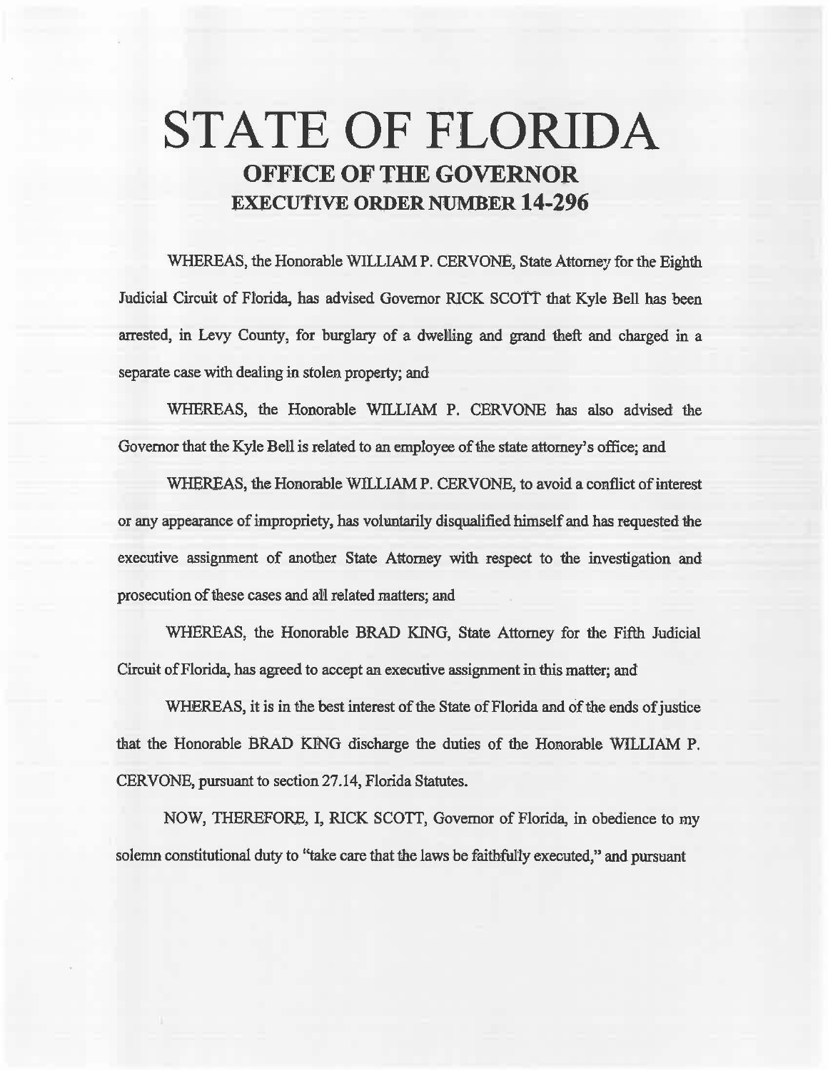# STATE OF FLORIDA

## OFFICE OF THE GOVERNOR

### EXECUTIVE ORDER NUMBER 14-296

WHEREAS, the Honorable WILLIAM P. CERVONE, State Attorney for the Eighth Judicial Circuit of Florida, has advised Governor RICK SCOTT that Kyle Bell has been arrested, in Levy County, for burglary of a dwelling and grand theft and charged in a separate case with dealing in stolen property; and

WHEREAS, the Honorable WILLIAM P. CERVONE has also advised the Governor that the Kyle Bell is related to an employee of the state attorney's office; and

WHEREAS, the Honorable WILLIAM P. CERVONE, to avoid a conflict of interest or any appearance of impropriety, has voluntarily disqualified himself and has requested the executive assignment of another State Attorney with respect to the investigation and prosecution of these cases and all related matters; and

WHEREAS, the Honorable BRAD KING, State Attorney for the Fifth Judicial Circuit of Florida, has agreed to accept an executive assignment in this matter; and

WHEREAS, it is in the best interest of the State of Florida and of the ends of justice that the Honorable BRAD KING discharge the duties of the Honorable WILLIAM P. CERVONE, pursuant to section 27.14, Florida Statutes.

NOW, THEREFORE, I, RICK SCOTT, Governor of Florida, in obedience to my solemn constitutional duty to "take care that the laws be faithfully executed," and pursuant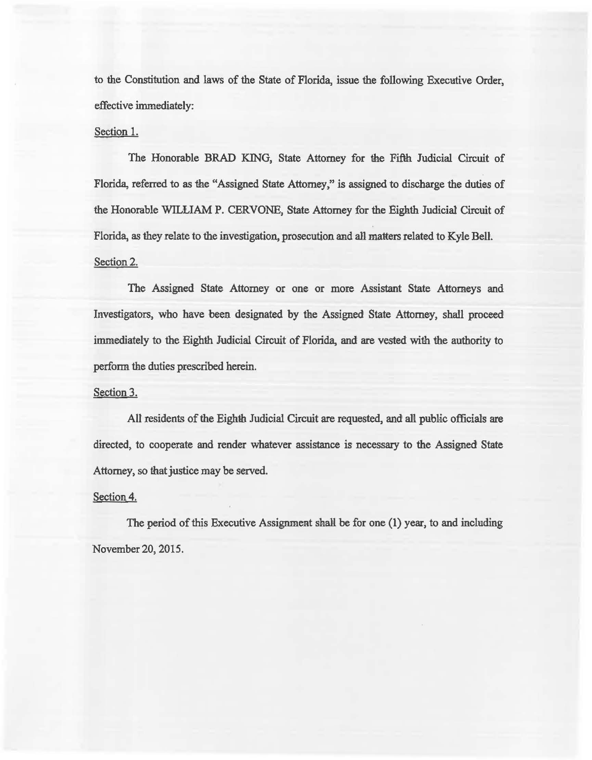to the Constitution and laws of the State of Florida, issue the following Executive Order, effective immediately:

Section 1.

The Honorable BRAD KING, State Attorney for the Fifth Judicial Circuit of Florida, referred to as the "Assigned State Attorney," is assigned to discharge the duties of the Honorable WILLIAM P. CERVONE, State Attorney for the Eighth Judicial Circuit of Florida, as they relate to the investigation, prosecution and all matters related to Kyle Bell.

Section 2.

The Assigned State Attorney or one or more Assistant State Attorneys and Investigators, who have been designated by the Assigned State Attorney, shall proceed immediately to the Eighth Judicial Circuit of Florida, and are vested with the authority to perform the duties prescribed herein.

Section 3.

All residents of the Eighth Judicial Circuit are requested, and all public officials are directed, to cooperate and render whatever assistance is necessary to the Assigned State Attorney, so that justice may be served.

Section 4.

The period of this Executive Assignment shall be for one (1) year, to and including November 20, 2015.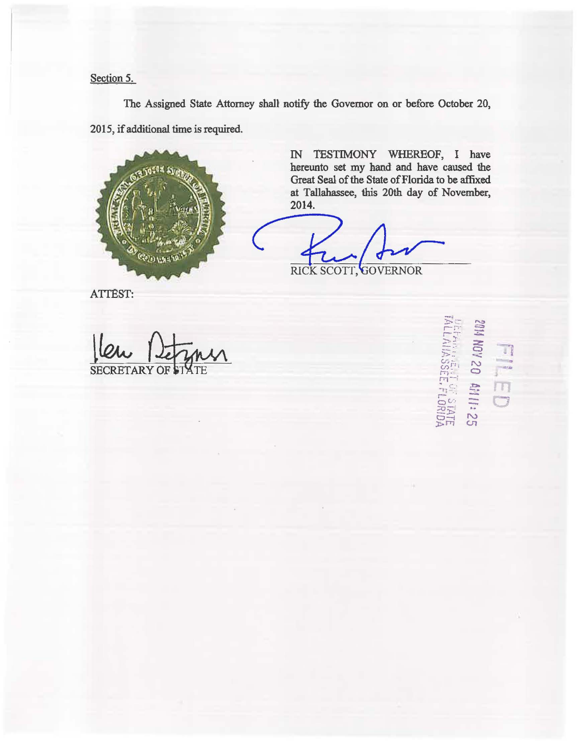Section 5.

The Assigned State Attorney shall notify the Governor on or before October 20, 2015, if additional time is required.

IN TESTIMONY WHEREOF, I have hereunto set my hand and have caused the Great Seal of the State of Florida to be affixed at Tallahassee, this 20th day of November, 2014.

RICK SCOTT, GOVERNOR

ATTEST:

SECRETARY OF STATE

FILED

2014 NOV 20 AM 11:25

DEPARTMENT OF STATE
TALLAHASSEE, FLORIDA